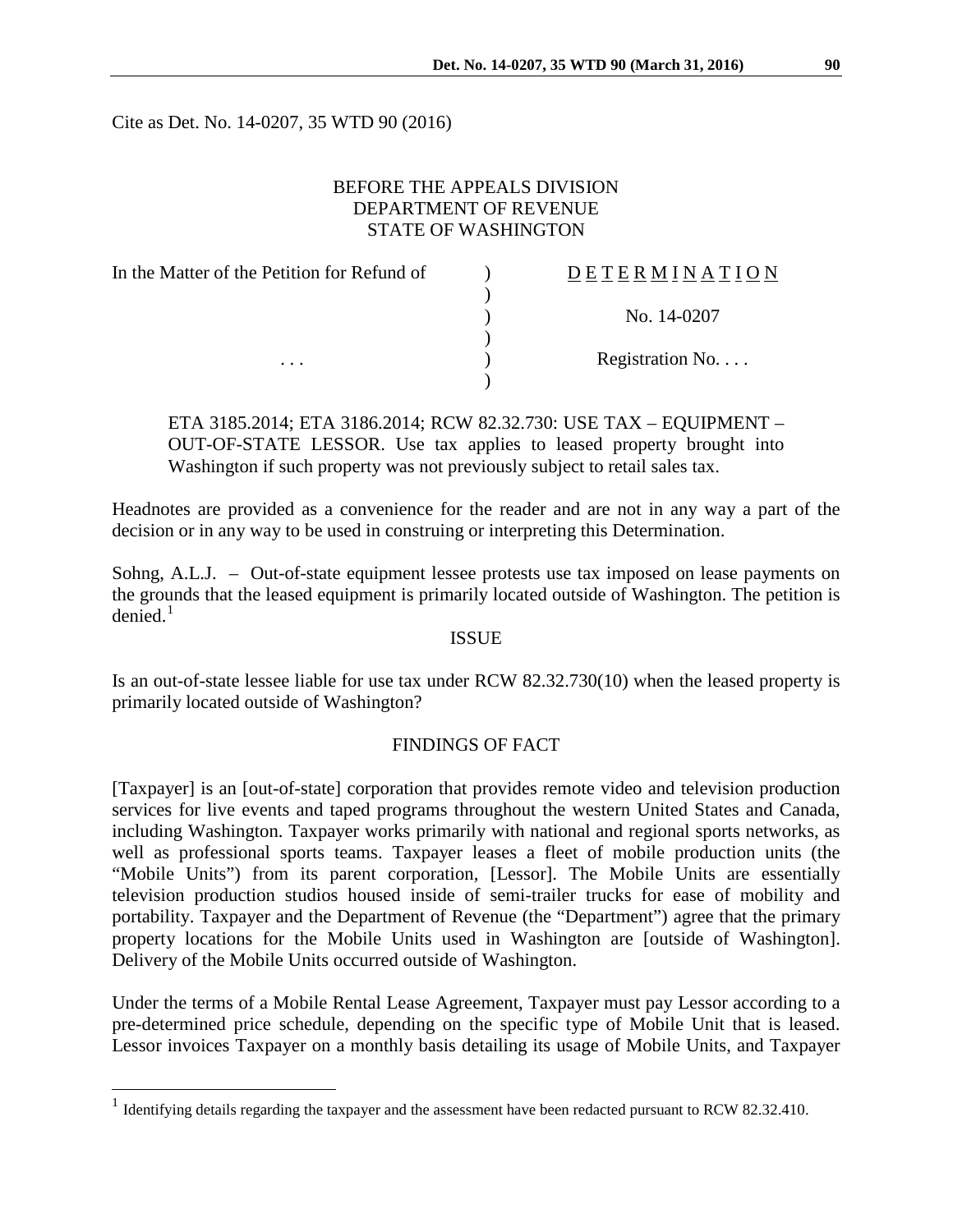Cite as Det. No. 14-0207, 35 WTD 90 (2016)

BEFORE THE APPEALS DIVISION
DEPARTMENT OF REVENUE
STATE OF WASHINGTON

| In the Matter of the Petition for Refund of | ) | D E T E R M I N A T I O N |
|---|---|---|
| | ) | |
| | ) | No. 14-0207 |
| | ) | |
| . . . | ) | Registration No. . . . |
| | ) | |

ETA 3185.2014; ETA 3186.2014; RCW 82.32.730: USE TAX – EQUIPMENT – OUT-OF-STATE LESSOR. Use tax applies to leased property brought into Washington if such property was not previously subject to retail sales tax.

Headnotes are provided as a convenience for the reader and are not in any way a part of the decision or in any way to be used in construing or interpreting this Determination.

Sohng, A.L.J. – Out-of-state equipment lessee protests use tax imposed on lease payments on the grounds that the leased equipment is primarily located outside of Washington. The petition is denied.[1]

ISSUE

Is an out-of-state lessee liable for use tax under RCW 82.32.730(10) when the leased property is primarily located outside of Washington?

FINDINGS OF FACT

[Taxpayer] is an [out-of-state] corporation that provides remote video and television production services for live events and taped programs throughout the western United States and Canada, including Washington. Taxpayer works primarily with national and regional sports networks, as well as professional sports teams. Taxpayer leases a fleet of mobile production units (the "Mobile Units") from its parent corporation, [Lessor]. The Mobile Units are essentially television production studios housed inside of semi-trailer trucks for ease of mobility and portability. Taxpayer and the Department of Revenue (the "Department") agree that the primary property locations for the Mobile Units used in Washington are [outside of Washington]. Delivery of the Mobile Units occurred outside of Washington.

Under the terms of a Mobile Rental Lease Agreement, Taxpayer must pay Lessor according to a pre-determined price schedule, depending on the specific type of Mobile Unit that is leased. Lessor invoices Taxpayer on a monthly basis detailing its usage of Mobile Units, and Taxpayer

[1] Identifying details regarding the taxpayer and the assessment have been redacted pursuant to RCW 82.32.410.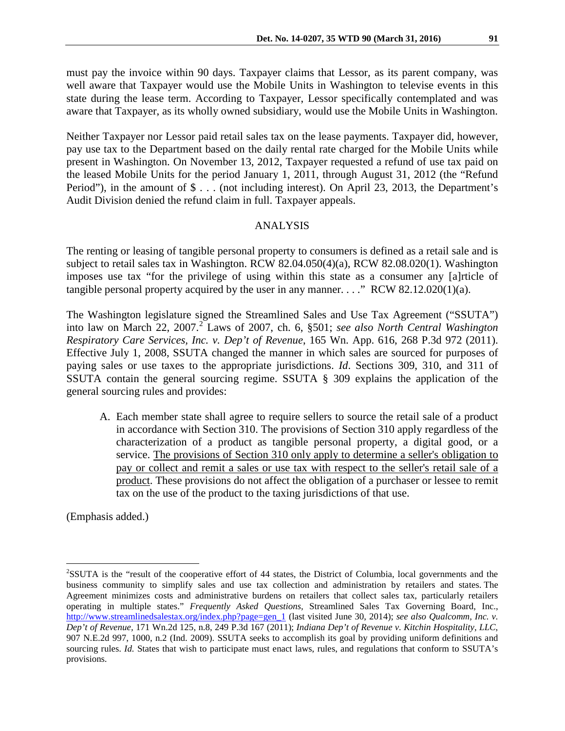must pay the invoice within 90 days. Taxpayer claims that Lessor, as its parent company, was well aware that Taxpayer would use the Mobile Units in Washington to televise events in this state during the lease term. According to Taxpayer, Lessor specifically contemplated and was aware that Taxpayer, as its wholly owned subsidiary, would use the Mobile Units in Washington.

Neither Taxpayer nor Lessor paid retail sales tax on the lease payments. Taxpayer did, however, pay use tax to the Department based on the daily rental rate charged for the Mobile Units while present in Washington. On November 13, 2012, Taxpayer requested a refund of use tax paid on the leased Mobile Units for the period January 1, 2011, through August 31, 2012 (the "Refund Period"), in the amount of $ . . . (not including interest). On April 23, 2013, the Department's Audit Division denied the refund claim in full. Taxpayer appeals.

## ANALYSIS

The renting or leasing of tangible personal property to consumers is defined as a retail sale and is subject to retail sales tax in Washington. RCW 82.04.050(4)(a), RCW 82.08.020(1). Washington imposes use tax "for the privilege of using within this state as a consumer any [a]rticle of tangible personal property acquired by the user in any manner. . . ." RCW 82.12.020(1)(a).

The Washington legislature signed the Streamlined Sales and Use Tax Agreement ("SSUTA") into law on March 22, 2007.[2] Laws of 2007, ch. 6, §501; *see also North Central Washington Respiratory Care Services, Inc. v. Dep't of Revenue*, 165 Wn. App. 616, 268 P.3d 972 (2011). Effective July 1, 2008, SSUTA changed the manner in which sales are sourced for purposes of paying sales or use taxes to the appropriate jurisdictions. *Id*. Sections 309, 310, and 311 of SSUTA contain the general sourcing regime. SSUTA § 309 explains the application of the general sourcing rules and provides:

> A. Each member state shall agree to require sellers to source the retail sale of a product in accordance with Section 310. The provisions of Section 310 apply regardless of the characterization of a product as tangible personal property, a digital good, or a service. <u>The provisions of Section 310 only apply to determine a seller's obligation to pay or collect and remit a sales or use tax with respect to the seller's retail sale of a product</u>. These provisions do not affect the obligation of a purchaser or lessee to remit tax on the use of the product to the taxing jurisdictions of that use.

(Emphasis added.)

---

[2]SSUTA is the "result of the cooperative effort of 44 states, the District of Columbia, local governments and the business community to simplify sales and use tax collection and administration by retailers and states. The Agreement minimizes costs and administrative burdens on retailers that collect sales tax, particularly retailers operating in multiple states." *Frequently Asked Questions*, Streamlined Sales Tax Governing Board, Inc., http://www.streamlinedsalestax.org/index.php?page=gen_1 (last visited June 30, 2014); *see also Qualcomm, Inc. v. Dep't of Revenue*, 171 Wn.2d 125, n.8, 249 P.3d 167 (2011); *Indiana Dep't of Revenue v. Kitchin Hospitality, LLC*, 907 N.E.2d 997, 1000, n.2 (Ind. 2009). SSUTA seeks to accomplish its goal by providing uniform definitions and sourcing rules. *Id.* States that wish to participate must enact laws, rules, and regulations that conform to SSUTA's provisions.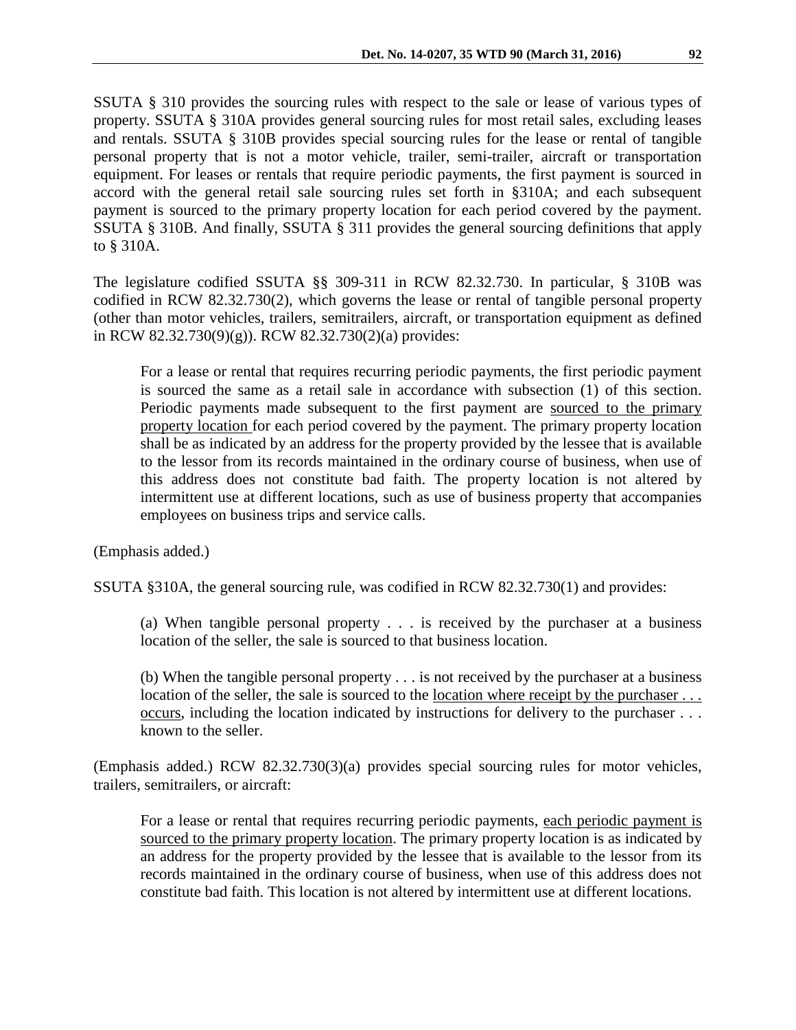SSUTA § 310 provides the sourcing rules with respect to the sale or lease of various types of property. SSUTA § 310A provides general sourcing rules for most retail sales, excluding leases and rentals. SSUTA § 310B provides special sourcing rules for the lease or rental of tangible personal property that is not a motor vehicle, trailer, semi-trailer, aircraft or transportation equipment. For leases or rentals that require periodic payments, the first payment is sourced in accord with the general retail sale sourcing rules set forth in §310A; and each subsequent payment is sourced to the primary property location for each period covered by the payment. SSUTA § 310B. And finally, SSUTA § 311 provides the general sourcing definitions that apply to § 310A.

The legislature codified SSUTA §§ 309-311 in RCW 82.32.730. In particular, § 310B was codified in RCW 82.32.730(2), which governs the lease or rental of tangible personal property (other than motor vehicles, trailers, semitrailers, aircraft, or transportation equipment as defined in RCW 82.32.730(9)(g)). RCW 82.32.730(2)(a) provides:

> For a lease or rental that requires recurring periodic payments, the first periodic payment is sourced the same as a retail sale in accordance with subsection (1) of this section. Periodic payments made subsequent to the first payment are <u>sourced to the primary property location</u> for each period covered by the payment. The primary property location shall be as indicated by an address for the property provided by the lessee that is available to the lessor from its records maintained in the ordinary course of business, when use of this address does not constitute bad faith. The property location is not altered by intermittent use at different locations, such as use of business property that accompanies employees on business trips and service calls.

(Emphasis added.)

SSUTA §310A, the general sourcing rule, was codified in RCW 82.32.730(1) and provides:

> (a) When tangible personal property . . . is received by the purchaser at a business location of the seller, the sale is sourced to that business location.
>
> (b) When the tangible personal property . . . is not received by the purchaser at a business location of the seller, the sale is sourced to the <u>location where receipt by the purchaser . . . occurs</u>, including the location indicated by instructions for delivery to the purchaser . . . known to the seller.

(Emphasis added.) RCW 82.32.730(3)(a) provides special sourcing rules for motor vehicles, trailers, semitrailers, or aircraft:

> For a lease or rental that requires recurring periodic payments, <u>each periodic payment is sourced to the primary property location</u>. The primary property location is as indicated by an address for the property provided by the lessee that is available to the lessor from its records maintained in the ordinary course of business, when use of this address does not constitute bad faith. This location is not altered by intermittent use at different locations.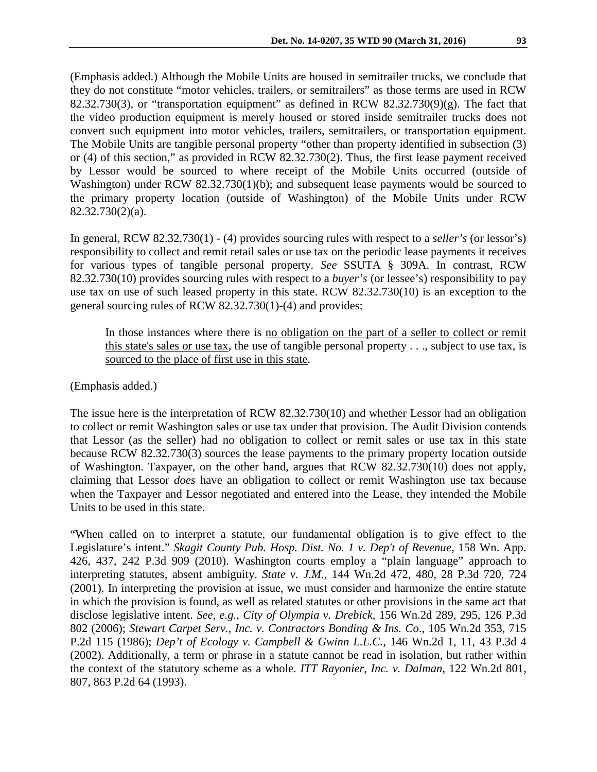(Emphasis added.) Although the Mobile Units are housed in semitrailer trucks, we conclude that they do not constitute "motor vehicles, trailers, or semitrailers" as those terms are used in RCW 82.32.730(3), or "transportation equipment" as defined in RCW 82.32.730(9)(g). The fact that the video production equipment is merely housed or stored inside semitrailer trucks does not convert such equipment into motor vehicles, trailers, semitrailers, or transportation equipment. The Mobile Units are tangible personal property "other than property identified in subsection (3) or (4) of this section," as provided in RCW 82.32.730(2). Thus, the first lease payment received by Lessor would be sourced to where receipt of the Mobile Units occurred (outside of Washington) under RCW 82.32.730(1)(b); and subsequent lease payments would be sourced to the primary property location (outside of Washington) of the Mobile Units under RCW 82.32.730(2)(a).

In general, RCW 82.32.730(1) - (4) provides sourcing rules with respect to a *seller's* (or lessor's) responsibility to collect and remit retail sales or use tax on the periodic lease payments it receives for various types of tangible personal property. *See* SSUTA § 309A. In contrast, RCW 82.32.730(10) provides sourcing rules with respect to a *buyer's* (or lessee's) responsibility to pay use tax on use of such leased property in this state. RCW 82.32.730(10) is an exception to the general sourcing rules of RCW 82.32.730(1)-(4) and provides:

> In those instances where there is <u>no obligation on the part of a seller to collect or remit this state's sales or use tax</u>, the use of tangible personal property . . ., subject to use tax, is <u>sourced to the place of first use in this state</u>.

(Emphasis added.)

The issue here is the interpretation of RCW 82.32.730(10) and whether Lessor had an obligation to collect or remit Washington sales or use tax under that provision. The Audit Division contends that Lessor (as the seller) had no obligation to collect or remit sales or use tax in this state because RCW 82.32.730(3) sources the lease payments to the primary property location outside of Washington. Taxpayer, on the other hand, argues that RCW 82.32.730(10) does not apply, claiming that Lessor *does* have an obligation to collect or remit Washington use tax because when the Taxpayer and Lessor negotiated and entered into the Lease, they intended the Mobile Units to be used in this state.

"When called on to interpret a statute, our fundamental obligation is to give effect to the Legislature's intent." *Skagit County Pub. Hosp. Dist. No. 1 v. Dep't of Revenue*, 158 Wn. App. 426, 437, 242 P.3d 909 (2010). Washington courts employ a "plain language" approach to interpreting statutes, absent ambiguity. *State v. J.M*., 144 Wn.2d 472, 480, 28 P.3d 720, 724 (2001). In interpreting the provision at issue, we must consider and harmonize the entire statute in which the provision is found, as well as related statutes or other provisions in the same act that disclose legislative intent. *See, e.g., City of Olympia v. Drebick*, 156 Wn.2d 289, 295, 126 P.3d 802 (2006); *Stewart Carpet Serv., Inc. v. Contractors Bonding & Ins. Co*., 105 Wn.2d 353, 715 P.2d 115 (1986); *Dep't of Ecology v. Campbell & Gwinn L.L.C.*, 146 Wn.2d 1, 11, 43 P.3d 4 (2002). Additionally, a term or phrase in a statute cannot be read in isolation, but rather within the context of the statutory scheme as a whole. *ITT Rayonier, Inc. v. Dalman*, 122 Wn.2d 801, 807, 863 P.2d 64 (1993).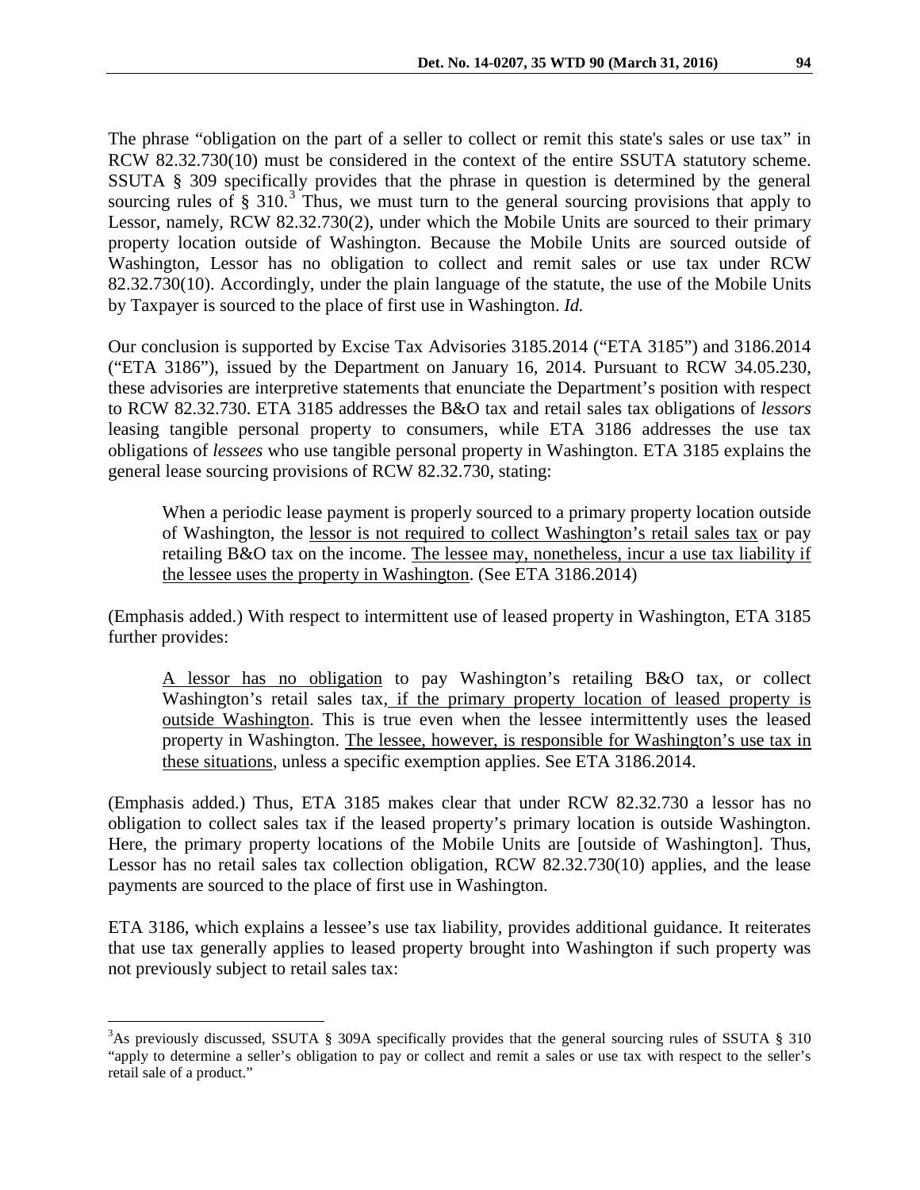The phrase "obligation on the part of a seller to collect or remit this state's sales or use tax" in RCW 82.32.730(10) must be considered in the context of the entire SSUTA statutory scheme. SSUTA § 309 specifically provides that the phrase in question is determined by the general sourcing rules of § 310.[3] Thus, we must turn to the general sourcing provisions that apply to Lessor, namely, RCW 82.32.730(2), under which the Mobile Units are sourced to their primary property location outside of Washington. Because the Mobile Units are sourced outside of Washington, Lessor has no obligation to collect and remit sales or use tax under RCW 82.32.730(10). Accordingly, under the plain language of the statute, the use of the Mobile Units by Taxpayer is sourced to the place of first use in Washington. *Id.*

Our conclusion is supported by Excise Tax Advisories 3185.2014 ("ETA 3185") and 3186.2014 ("ETA 3186"), issued by the Department on January 16, 2014. Pursuant to RCW 34.05.230, these advisories are interpretive statements that enunciate the Department's position with respect to RCW 82.32.730. ETA 3185 addresses the B&O tax and retail sales tax obligations of *lessors* leasing tangible personal property to consumers, while ETA 3186 addresses the use tax obligations of *lessees* who use tangible personal property in Washington. ETA 3185 explains the general lease sourcing provisions of RCW 82.32.730, stating:

> When a periodic lease payment is properly sourced to a primary property location outside of Washington, the <u>lessor is not required to collect Washington's retail sales tax</u> or pay retailing B&O tax on the income. <u>The lessee may, nonetheless, incur a use tax liability if the lessee uses the property in Washington</u>. (See ETA 3186.2014)

(Emphasis added.) With respect to intermittent use of leased property in Washington, ETA 3185 further provides:

> <u>A lessor has no obligation</u> to pay Washington's retailing B&O tax, or collect Washington's retail sales tax, <u>if the primary property location of leased property is outside Washington</u>. This is true even when the lessee intermittently uses the leased property in Washington. <u>The lessee, however, is responsible for Washington's use tax in these situations</u>, unless a specific exemption applies. See ETA 3186.2014.

(Emphasis added.) Thus, ETA 3185 makes clear that under RCW 82.32.730 a lessor has no obligation to collect sales tax if the leased property's primary location is outside Washington. Here, the primary property locations of the Mobile Units are [outside of Washington]. Thus, Lessor has no retail sales tax collection obligation, RCW 82.32.730(10) applies, and the lease payments are sourced to the place of first use in Washington.

ETA 3186, which explains a lessee's use tax liability, provides additional guidance. It reiterates that use tax generally applies to leased property brought into Washington if such property was not previously subject to retail sales tax:

---

[3] As previously discussed, SSUTA § 309A specifically provides that the general sourcing rules of SSUTA § 310 "apply to determine a seller's obligation to pay or collect and remit a sales or use tax with respect to the seller's retail sale of a product."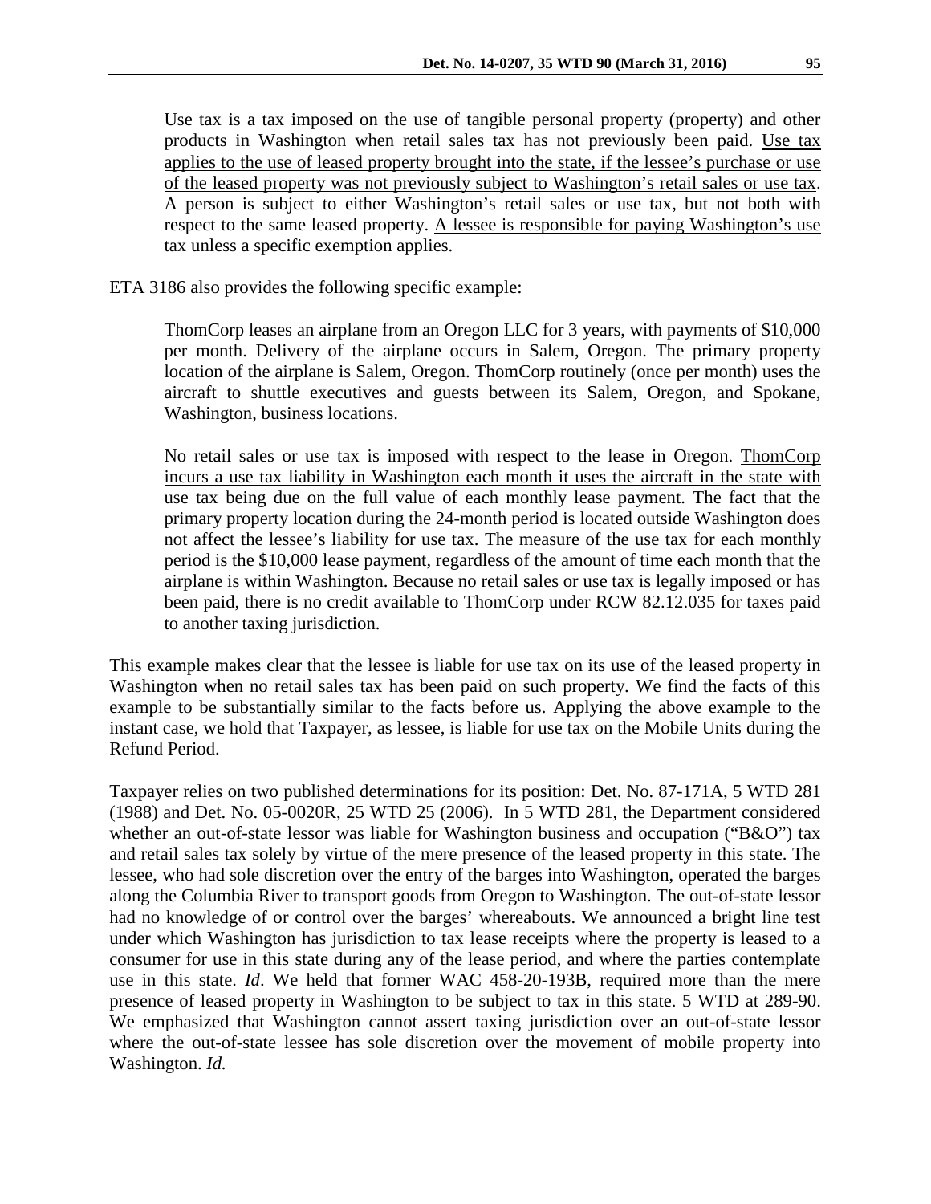> Use tax is a tax imposed on the use of tangible personal property (property) and other products in Washington when retail sales tax has not previously been paid. <u>Use tax applies to the use of leased property brought into the state, if the lessee's purchase or use of the leased property was not previously subject to Washington's retail sales or use tax</u>. A person is subject to either Washington's retail sales or use tax, but not both with respect to the same leased property. <u>A lessee is responsible for paying Washington's use tax</u> unless a specific exemption applies.

ETA 3186 also provides the following specific example:

> ThomCorp leases an airplane from an Oregon LLC for 3 years, with payments of $10,000 per month. Delivery of the airplane occurs in Salem, Oregon. The primary property location of the airplane is Salem, Oregon. ThomCorp routinely (once per month) uses the aircraft to shuttle executives and guests between its Salem, Oregon, and Spokane, Washington, business locations.
>
> No retail sales or use tax is imposed with respect to the lease in Oregon. <u>ThomCorp incurs a use tax liability in Washington each month it uses the aircraft in the state with use tax being due on the full value of each monthly lease payment</u>. The fact that the primary property location during the 24-month period is located outside Washington does not affect the lessee's liability for use tax. The measure of the use tax for each monthly period is the $10,000 lease payment, regardless of the amount of time each month that the airplane is within Washington. Because no retail sales or use tax is legally imposed or has been paid, there is no credit available to ThomCorp under RCW 82.12.035 for taxes paid to another taxing jurisdiction.

This example makes clear that the lessee is liable for use tax on its use of the leased property in Washington when no retail sales tax has been paid on such property. We find the facts of this example to be substantially similar to the facts before us. Applying the above example to the instant case, we hold that Taxpayer, as lessee, is liable for use tax on the Mobile Units during the Refund Period.

Taxpayer relies on two published determinations for its position: Det. No. 87-171A, 5 WTD 281 (1988) and Det. No. 05-0020R, 25 WTD 25 (2006). In 5 WTD 281, the Department considered whether an out-of-state lessor was liable for Washington business and occupation ("B&O") tax and retail sales tax solely by virtue of the mere presence of the leased property in this state. The lessee, who had sole discretion over the entry of the barges into Washington, operated the barges along the Columbia River to transport goods from Oregon to Washington. The out-of-state lessor had no knowledge of or control over the barges' whereabouts. We announced a bright line test under which Washington has jurisdiction to tax lease receipts where the property is leased to a consumer for use in this state during any of the lease period, and where the parties contemplate use in this state. *Id*. We held that former WAC 458-20-193B, required more than the mere presence of leased property in Washington to be subject to tax in this state. 5 WTD at 289-90. We emphasized that Washington cannot assert taxing jurisdiction over an out-of-state lessor where the out-of-state lessee has sole discretion over the movement of mobile property into Washington. *Id.*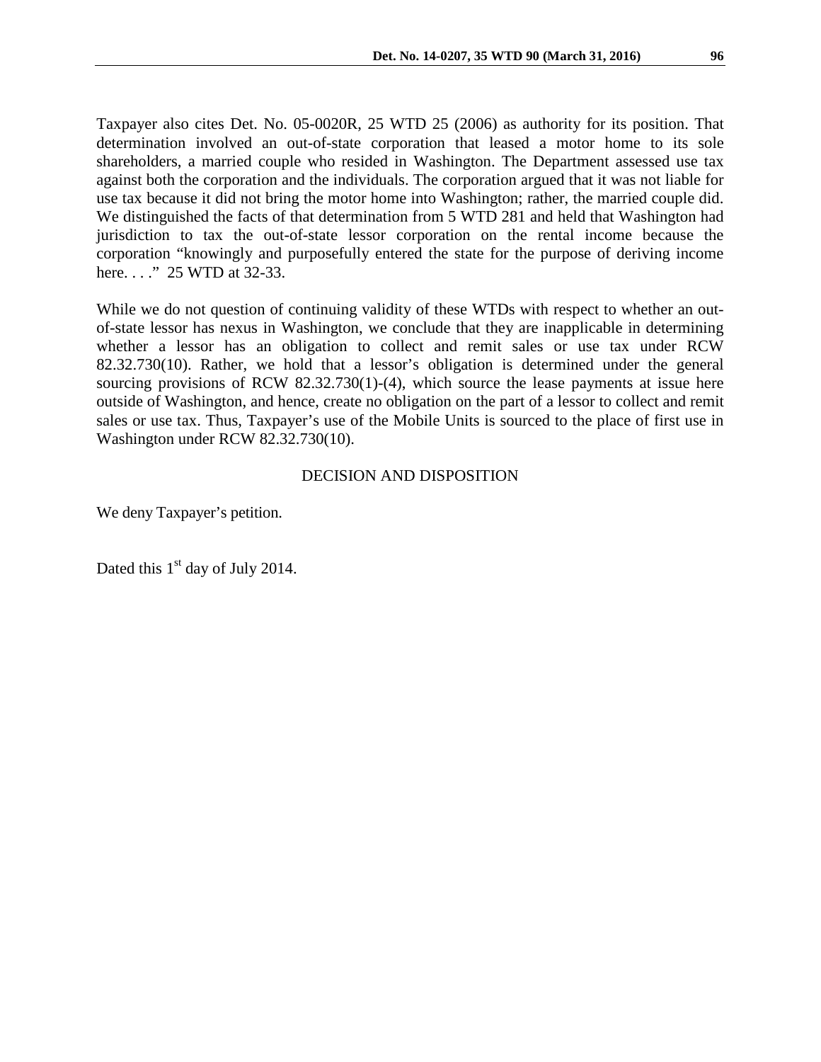Taxpayer also cites Det. No. 05-0020R, 25 WTD 25 (2006) as authority for its position. That determination involved an out-of-state corporation that leased a motor home to its sole shareholders, a married couple who resided in Washington. The Department assessed use tax against both the corporation and the individuals. The corporation argued that it was not liable for use tax because it did not bring the motor home into Washington; rather, the married couple did. We distinguished the facts of that determination from 5 WTD 281 and held that Washington had jurisdiction to tax the out-of-state lessor corporation on the rental income because the corporation "knowingly and purposefully entered the state for the purpose of deriving income here. . . ." 25 WTD at 32-33.

While we do not question of continuing validity of these WTDs with respect to whether an out-of-state lessor has nexus in Washington, we conclude that they are inapplicable in determining whether a lessor has an obligation to collect and remit sales or use tax under RCW 82.32.730(10). Rather, we hold that a lessor's obligation is determined under the general sourcing provisions of RCW 82.32.730(1)-(4), which source the lease payments at issue here outside of Washington, and hence, create no obligation on the part of a lessor to collect and remit sales or use tax. Thus, Taxpayer's use of the Mobile Units is sourced to the place of first use in Washington under RCW 82.32.730(10).

## DECISION AND DISPOSITION

We deny Taxpayer's petition.

Dated this 1st day of July 2014.